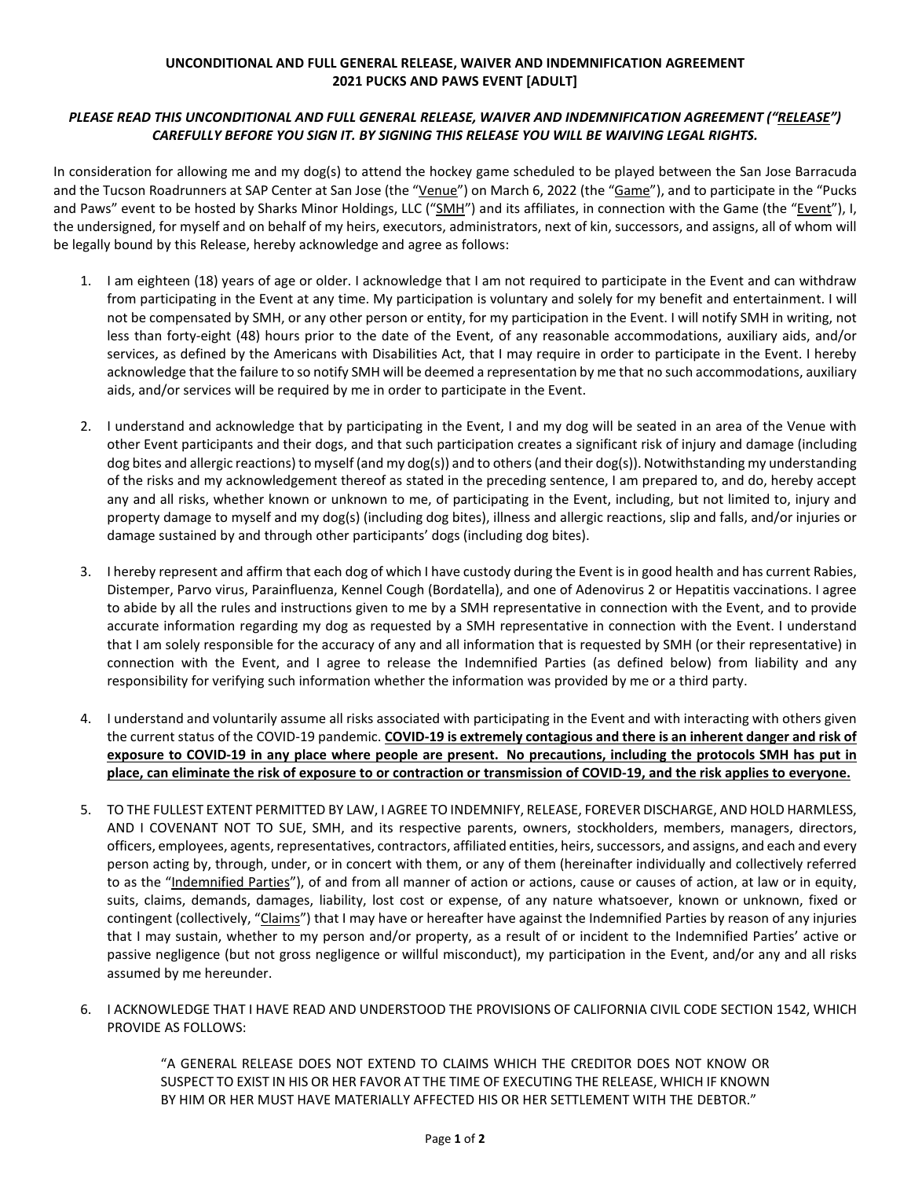**UNCONDITIONAL AND FULL GENERAL RELEASE, WAIVER AND INDEMNIFICATION AGREEMENT**
**2021 PUCKS AND PAWS EVENT [ADULT]**

***PLEASE READ THIS UNCONDITIONAL AND FULL GENERAL RELEASE, WAIVER AND INDEMNIFICATION AGREEMENT ("RELEASE") CAREFULLY BEFORE YOU SIGN IT. BY SIGNING THIS RELEASE YOU WILL BE WAIVING LEGAL RIGHTS.***

In consideration for allowing me and my dog(s) to attend the hockey game scheduled to be played between the San Jose Barracuda and the Tucson Roadrunners at SAP Center at San Jose (the "Venue") on March 6, 2022 (the "Game"), and to participate in the "Pucks and Paws" event to be hosted by Sharks Minor Holdings, LLC ("SMH") and its affiliates, in connection with the Game (the "Event"), I, the undersigned, for myself and on behalf of my heirs, executors, administrators, next of kin, successors, and assigns, all of whom will be legally bound by this Release, hereby acknowledge and agree as follows:

1. I am eighteen (18) years of age or older. I acknowledge that I am not required to participate in the Event and can withdraw from participating in the Event at any time. My participation is voluntary and solely for my benefit and entertainment. I will not be compensated by SMH, or any other person or entity, for my participation in the Event. I will notify SMH in writing, not less than forty-eight (48) hours prior to the date of the Event, of any reasonable accommodations, auxiliary aids, and/or services, as defined by the Americans with Disabilities Act, that I may require in order to participate in the Event. I hereby acknowledge that the failure to so notify SMH will be deemed a representation by me that no such accommodations, auxiliary aids, and/or services will be required by me in order to participate in the Event.

2. I understand and acknowledge that by participating in the Event, I and my dog will be seated in an area of the Venue with other Event participants and their dogs, and that such participation creates a significant risk of injury and damage (including dog bites and allergic reactions) to myself (and my dog(s)) and to others (and their dog(s)). Notwithstanding my understanding of the risks and my acknowledgement thereof as stated in the preceding sentence, I am prepared to, and do, hereby accept any and all risks, whether known or unknown to me, of participating in the Event, including, but not limited to, injury and property damage to myself and my dog(s) (including dog bites), illness and allergic reactions, slip and falls, and/or injuries or damage sustained by and through other participants' dogs (including dog bites).

3. I hereby represent and affirm that each dog of which I have custody during the Event is in good health and has current Rabies, Distemper, Parvo virus, Parainfluenza, Kennel Cough (Bordatella), and one of Adenovirus 2 or Hepatitis vaccinations. I agree to abide by all the rules and instructions given to me by a SMH representative in connection with the Event, and to provide accurate information regarding my dog as requested by a SMH representative in connection with the Event. I understand that I am solely responsible for the accuracy of any and all information that is requested by SMH (or their representative) in connection with the Event, and I agree to release the Indemnified Parties (as defined below) from liability and any responsibility for verifying such information whether the information was provided by me or a third party.

4. I understand and voluntarily assume all risks associated with participating in the Event and with interacting with others given the current status of the COVID-19 pandemic. **COVID-19 is extremely contagious and there is an inherent danger and risk of exposure to COVID-19 in any place where people are present. No precautions, including the protocols SMH has put in place, can eliminate the risk of exposure to or contraction or transmission of COVID-19, and the risk applies to everyone.**

5. TO THE FULLEST EXTENT PERMITTED BY LAW, I AGREE TO INDEMNIFY, RELEASE, FOREVER DISCHARGE, AND HOLD HARMLESS, AND I COVENANT NOT TO SUE, SMH, and its respective parents, owners, stockholders, members, managers, directors, officers, employees, agents, representatives, contractors, affiliated entities, heirs, successors, and assigns, and each and every person acting by, through, under, or in concert with them, or any of them (hereinafter individually and collectively referred to as the "Indemnified Parties"), of and from all manner of action or actions, cause or causes of action, at law or in equity, suits, claims, demands, damages, liability, lost cost or expense, of any nature whatsoever, known or unknown, fixed or contingent (collectively, "Claims") that I may have or hereafter have against the Indemnified Parties by reason of any injuries that I may sustain, whether to my person and/or property, as a result of or incident to the Indemnified Parties' active or passive negligence (but not gross negligence or willful misconduct), my participation in the Event, and/or any and all risks assumed by me hereunder.

6. I ACKNOWLEDGE THAT I HAVE READ AND UNDERSTOOD THE PROVISIONS OF CALIFORNIA CIVIL CODE SECTION 1542, WHICH PROVIDE AS FOLLOWS:

   "A GENERAL RELEASE DOES NOT EXTEND TO CLAIMS WHICH THE CREDITOR DOES NOT KNOW OR SUSPECT TO EXIST IN HIS OR HER FAVOR AT THE TIME OF EXECUTING THE RELEASE, WHICH IF KNOWN BY HIM OR HER MUST HAVE MATERIALLY AFFECTED HIS OR HER SETTLEMENT WITH THE DEBTOR."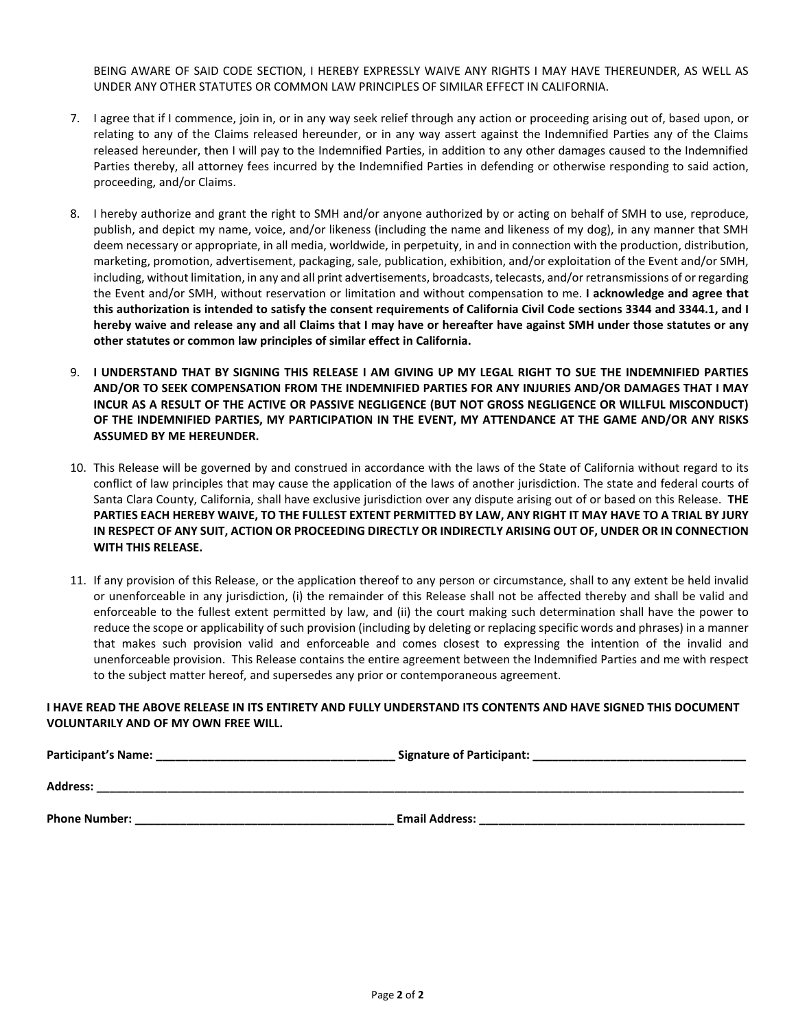BEING AWARE OF SAID CODE SECTION, I HEREBY EXPRESSLY WAIVE ANY RIGHTS I MAY HAVE THEREUNDER, AS WELL AS UNDER ANY OTHER STATUTES OR COMMON LAW PRINCIPLES OF SIMILAR EFFECT IN CALIFORNIA.

7. I agree that if I commence, join in, or in any way seek relief through any action or proceeding arising out of, based upon, or relating to any of the Claims released hereunder, or in any way assert against the Indemnified Parties any of the Claims released hereunder, then I will pay to the Indemnified Parties, in addition to any other damages caused to the Indemnified Parties thereby, all attorney fees incurred by the Indemnified Parties in defending or otherwise responding to said action, proceeding, and/or Claims.

8. I hereby authorize and grant the right to SMH and/or anyone authorized by or acting on behalf of SMH to use, reproduce, publish, and depict my name, voice, and/or likeness (including the name and likeness of my dog), in any manner that SMH deem necessary or appropriate, in all media, worldwide, in perpetuity, in and in connection with the production, distribution, marketing, promotion, advertisement, packaging, sale, publication, exhibition, and/or exploitation of the Event and/or SMH, including, without limitation, in any and all print advertisements, broadcasts, telecasts, and/or retransmissions of or regarding the Event and/or SMH, without reservation or limitation and without compensation to me. **I acknowledge and agree that this authorization is intended to satisfy the consent requirements of California Civil Code sections 3344 and 3344.1, and I hereby waive and release any and all Claims that I may have or hereafter have against SMH under those statutes or any other statutes or common law principles of similar effect in California.**

9. **I UNDERSTAND THAT BY SIGNING THIS RELEASE I AM GIVING UP MY LEGAL RIGHT TO SUE THE INDEMNIFIED PARTIES AND/OR TO SEEK COMPENSATION FROM THE INDEMNIFIED PARTIES FOR ANY INJURIES AND/OR DAMAGES THAT I MAY INCUR AS A RESULT OF THE ACTIVE OR PASSIVE NEGLIGENCE (BUT NOT GROSS NEGLIGENCE OR WILLFUL MISCONDUCT) OF THE INDEMNIFIED PARTIES, MY PARTICIPATION IN THE EVENT, MY ATTENDANCE AT THE GAME AND/OR ANY RISKS ASSUMED BY ME HEREUNDER.**

10. This Release will be governed by and construed in accordance with the laws of the State of California without regard to its conflict of law principles that may cause the application of the laws of another jurisdiction. The state and federal courts of Santa Clara County, California, shall have exclusive jurisdiction over any dispute arising out of or based on this Release. **THE PARTIES EACH HEREBY WAIVE, TO THE FULLEST EXTENT PERMITTED BY LAW, ANY RIGHT IT MAY HAVE TO A TRIAL BY JURY IN RESPECT OF ANY SUIT, ACTION OR PROCEEDING DIRECTLY OR INDIRECTLY ARISING OUT OF, UNDER OR IN CONNECTION WITH THIS RELEASE.**

11. If any provision of this Release, or the application thereof to any person or circumstance, shall to any extent be held invalid or unenforceable in any jurisdiction, (i) the remainder of this Release shall not be affected thereby and shall be valid and enforceable to the fullest extent permitted by law, and (ii) the court making such determination shall have the power to reduce the scope or applicability of such provision (including by deleting or replacing specific words and phrases) in a manner that makes such provision valid and enforceable and comes closest to expressing the intention of the invalid and unenforceable provision. This Release contains the entire agreement between the Indemnified Parties and me with respect to the subject matter hereof, and supersedes any prior or contemporaneous agreement.

**I HAVE READ THE ABOVE RELEASE IN ITS ENTIRETY AND FULLY UNDERSTAND ITS CONTENTS AND HAVE SIGNED THIS DOCUMENT VOLUNTARILY AND OF MY OWN FREE WILL.**

**Participant's Name:** ____________________________________ **Signature of Participant:** ________________________________

**Address:** ______________________________________________________________________________________________

**Phone Number:** ________________________________________ **Email Address:** __________________________________________